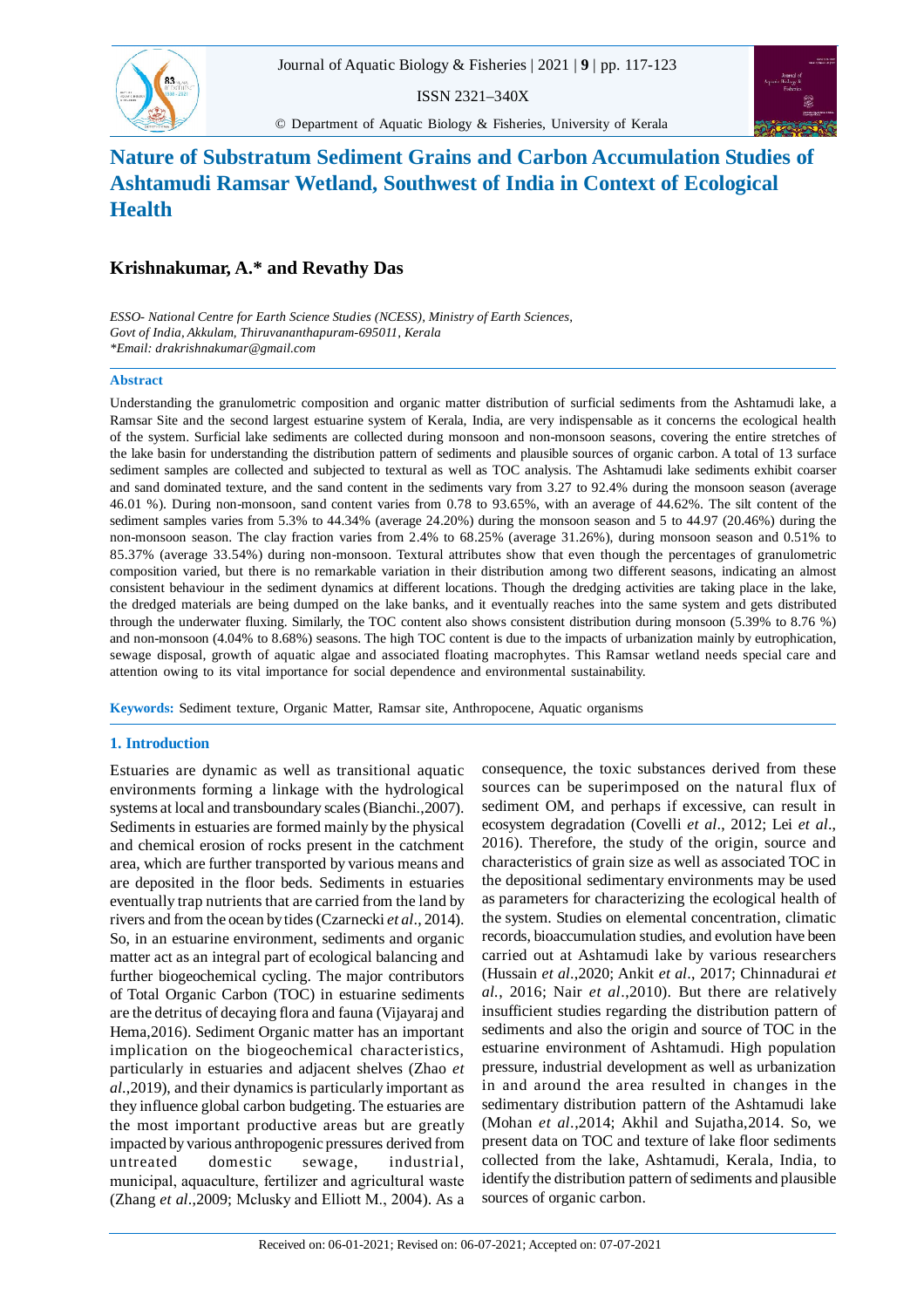# Nature of Substratum Sediment Grains and Carbon Accumulation Studies of Ashtamudi Ramsar Wetland, Southwest of India in Context of Ecological Health

**Krishnakumar, A.\* and Revathy Das**

*ESSO- National Centre for Earth Science Studies (NCESS), Ministry of Earth Sciences, Govt of India, Akkulam, Thiruvananthapuram-695011, Kerala*
*\*Email: drakrishnakumar@gmail.com*

## Abstract

Understanding the granulometric composition and organic matter distribution of surficial sediments from the Ashtamudi lake, a Ramsar Site and the second largest estuarine system of Kerala, India, are very indispensable as it concerns the ecological health of the system. Surficial lake sediments are collected during monsoon and non-monsoon seasons, covering the entire stretches of the lake basin for understanding the distribution pattern of sediments and plausible sources of organic carbon. A total of 13 surface sediment samples are collected and subjected to textural as well as TOC analysis. The Ashtamudi lake sediments exhibit coarser and sand dominated texture, and the sand content in the sediments vary from 3.27 to 92.4% during the monsoon season (average 46.01 %). During non-monsoon, sand content varies from 0.78 to 93.65%, with an average of 44.62%. The silt content of the sediment samples varies from 5.3% to 44.34% (average 24.20%) during the monsoon season and 5 to 44.97 (20.46%) during the non-monsoon season. The clay fraction varies from 2.4% to 68.25% (average 31.26%), during monsoon season and 0.51% to 85.37% (average 33.54%) during non-monsoon. Textural attributes show that even though the percentages of granulometric composition varied, but there is no remarkable variation in their distribution among two different seasons, indicating an almost consistent behaviour in the sediment dynamics at different locations. Though the dredging activities are taking place in the lake, the dredged materials are being dumped on the lake banks, and it eventually reaches into the same system and gets distributed through the underwater fluxing. Similarly, the TOC content also shows consistent distribution during monsoon (5.39% to 8.76 %) and non-monsoon (4.04% to 8.68%) seasons. The high TOC content is due to the impacts of urbanization mainly by eutrophication, sewage disposal, growth of aquatic algae and associated floating macrophytes. This Ramsar wetland needs special care and attention owing to its vital importance for social dependence and environmental sustainability.

**Keywords:** Sediment texture, Organic Matter, Ramsar site, Anthropocene, Aquatic organisms

## 1. Introduction

Estuaries are dynamic as well as transitional aquatic environments forming a linkage with the hydrological systems at local and transboundary scales (Bianchi.,2007). Sediments in estuaries are formed mainly by the physical and chemical erosion of rocks present in the catchment area, which are further transported by various means and are deposited in the floor beds. Sediments in estuaries eventually trap nutrients that are carried from the land by rivers and from the ocean by tides (Czarnecki *et al*., 2014). So, in an estuarine environment, sediments and organic matter act as an integral part of ecological balancing and further biogeochemical cycling. The major contributors of Total Organic Carbon (TOC) in estuarine sediments are the detritus of decaying flora and fauna (Vijayaraj and Hema,2016). Sediment Organic matter has an important implication on the biogeochemical characteristics, particularly in estuaries and adjacent shelves (Zhao *et al*.,2019), and their dynamics is particularly important as they influence global carbon budgeting. The estuaries are the most important productive areas but are greatly impacted by various anthropogenic pressures derived from untreated domestic sewage, industrial, municipal, aquaculture, fertilizer and agricultural waste (Zhang *et al*.,2009; Mclusky and Elliott M., 2004). As a consequence, the toxic substances derived from these sources can be superimposed on the natural flux of sediment OM, and perhaps if excessive, can result in ecosystem degradation (Covelli *et al*., 2012; Lei *et al*., 2016). Therefore, the study of the origin, source and characteristics of grain size as well as associated TOC in the depositional sedimentary environments may be used as parameters for characterizing the ecological health of the system. Studies on elemental concentration, climatic records, bioaccumulation studies, and evolution have been carried out at Ashtamudi lake by various researchers (Hussain *et al*.,2020; Ankit *et al*., 2017; Chinnadurai *et al.*, 2016; Nair *et al*.,2010). But there are relatively insufficient studies regarding the distribution pattern of sediments and also the origin and source of TOC in the estuarine environment of Ashtamudi. High population pressure, industrial development as well as urbanization in and around the area resulted in changes in the sedimentary distribution pattern of the Ashtamudi lake (Mohan *et al*.,2014; Akhil and Sujatha,2014. So, we present data on TOC and texture of lake floor sediments collected from the lake, Ashtamudi, Kerala, India, to identify the distribution pattern of sediments and plausible sources of organic carbon.

Received on: 06-01-2021; Revised on: 06-07-2021; Accepted on: 07-07-2021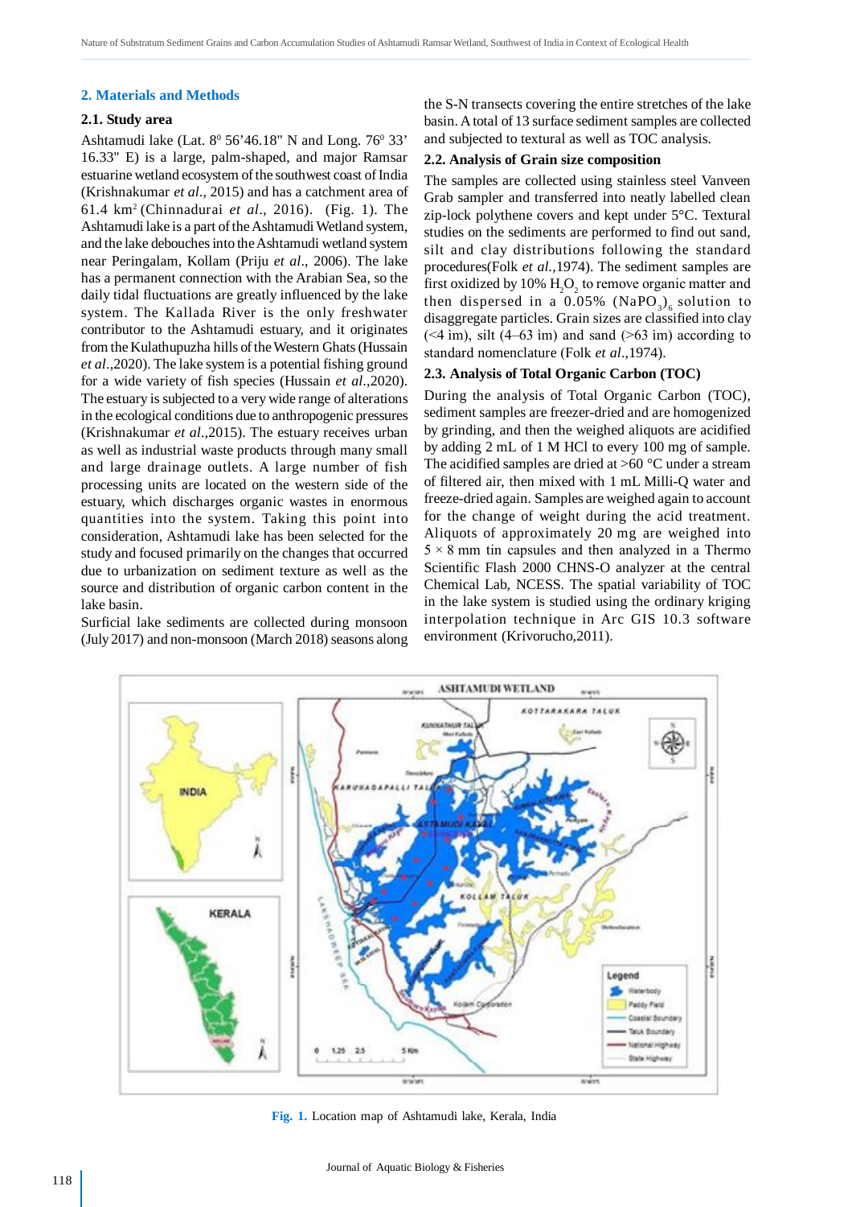## 2. Materials and Methods

### 2.1. Study area

Ashtamudi lake (Lat. $8^0$ 56'46.18" N and Long. $76^0$ 33' 16.33" E) is a large, palm-shaped, and major Ramsar estuarine wetland ecosystem of the southwest coast of India (Krishnakumar *et al.*, 2015) and has a catchment area of 61.4 km$^2$ (Chinnadurai *et al.*, 2016). (Fig. 1). The Ashtamudi lake is a part of the Ashtamudi Wetland system, and the lake debouches into the Ashtamudi wetland system near Peringalam, Kollam (Priju *et al*., 2006). The lake has a permanent connection with the Arabian Sea, so the daily tidal fluctuations are greatly influenced by the lake system. The Kallada River is the only freshwater contributor to the Ashtamudi estuary, and it originates from the Kulathupuzha hills of the Western Ghats (Hussain *et al*.,2020). The lake system is a potential fishing ground for a wide variety of fish species (Hussain *et al*.,2020). The estuary is subjected to a very wide range of alterations in the ecological conditions due to anthropogenic pressures (Krishnakumar *et al*.,2015). The estuary receives urban as well as industrial waste products through many small and large drainage outlets. A large number of fish processing units are located on the western side of the estuary, which discharges organic wastes in enormous quantities into the system. Taking this point into consideration, Ashtamudi lake has been selected for the study and focused primarily on the changes that occurred due to urbanization on sediment texture as well as the source and distribution of organic carbon content in the lake basin.

Surficial lake sediments are collected during monsoon (July 2017) and non-monsoon (March 2018) seasons along the S-N transects covering the entire stretches of the lake basin. A total of 13 surface sediment samples are collected and subjected to textural as well as TOC analysis.

### 2.2. Analysis of Grain size composition

The samples are collected using stainless steel Vanveen Grab sampler and transferred into neatly labelled clean zip-lock polythene covers and kept under 5°C. Textural studies on the sediments are performed to find out sand, silt and clay distributions following the standard procedures(Folk *et al.*,1974). The sediment samples are first oxidized by 10% $H_2O_2$ to remove organic matter and then dispersed in a 0.05% $(NaPO_3)_6$ solution to disaggregate particles. Grain sizes are classified into clay (<4 im), silt (4–63 im) and sand (>63 im) according to standard nomenclature (Folk *et al*.,1974).

### 2.3. Analysis of Total Organic Carbon (TOC)

During the analysis of Total Organic Carbon (TOC), sediment samples are freezer-dried and are homogenized by grinding, and then the weighed aliquots are acidified by adding 2 mL of 1 M HCl to every 100 mg of sample. The acidified samples are dried at >60 °C under a stream of filtered air, then mixed with 1 mL Milli-Q water and freeze-dried again. Samples are weighed again to account for the change of weight during the acid treatment. Aliquots of approximately 20 mg are weighed into 5 × 8 mm tin capsules and then analyzed in a Thermo Scientific Flash 2000 CHNS-O analyzer at the central Chemical Lab, NCESS. The spatial variability of TOC in the lake system is studied using the ordinary kriging interpolation technique in Arc GIS 10.3 software environment (Krivorucho,2011).

**Fig. 1.** Location map of Ashtamudi lake, Kerala, India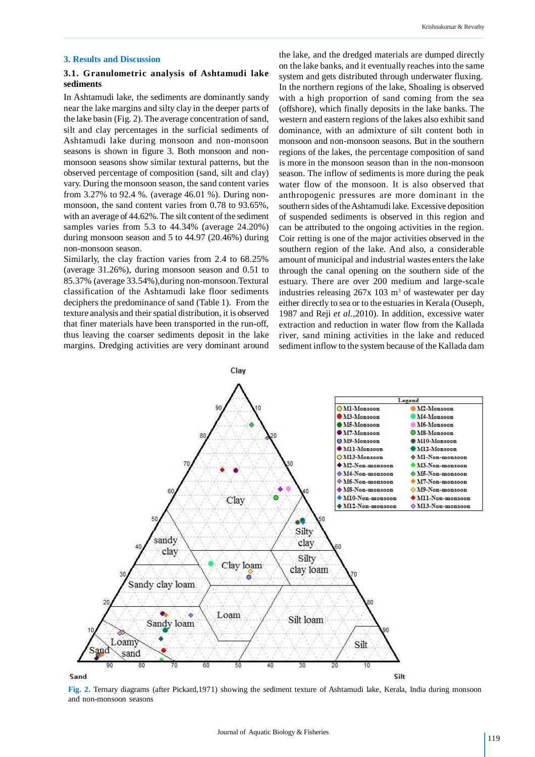## 3. Results and Discussion

### 3.1. Granulometric analysis of Ashtamudi lake sediments

In Ashtamudi lake, the sediments are dominantly sandy near the lake margins and silty clay in the deeper parts of the lake basin (Fig. 2). The average concentration of sand, silt and clay percentages in the surficial sediments of Ashtamudi lake during monsoon and non-monsoon seasons is shown in figure 3. Both monsoon and non-monsoon seasons show similar textural patterns, but the observed percentage of composition (sand, silt and clay) vary. During the monsoon season, the sand content varies from 3.27% to 92.4 %. (average 46.01 %). During non-monsoon, the sand content varies from 0.78 to 93.65%, with an average of 44.62%. The silt content of the sediment samples varies from 5.3 to 44.34% (average 24.20%) during monsoon season and 5 to 44.97 (20.46%) during non-monsoon season.

Similarly, the clay fraction varies from 2.4 to 68.25% (average 31.26%), during monsoon season and 0.51 to 85.37% (average 33.54%),during non-monsoon.Textural classification of the Ashtamudi lake floor sediments deciphers the predominance of sand (Table 1). From the texture analysis and their spatial distribution, it is observed that finer materials have been transported in the run-off, thus leaving the coarser sediments deposit in the lake margins. Dredging activities are very dominant around the lake, and the dredged materials are dumped directly on the lake banks, and it eventually reaches into the same system and gets distributed through underwater fluxing. In the northern regions of the lake, Shoaling is observed with a high proportion of sand coming from the sea (offshore), which finally deposits in the lake banks. The western and eastern regions of the lakes also exhibit sand dominance, with an admixture of silt content both in monsoon and non-monsoon seasons. But in the southern regions of the lakes, the percentage composition of sand is more in the monsoon season than in the non-monsoon season. The inflow of sediments is more during the peak water flow of the monsoon. It is also observed that anthropogenic pressures are more dominant in the southern sides of the Ashtamudi lake. Excessive deposition of suspended sediments is observed in this region and can be attributed to the ongoing activities in the region. Coir retting is one of the major activities observed in the southern region of the lake. And also, a considerable amount of municipal and industrial wastes enters the lake through the canal opening on the southern side of the estuary. There are over 200 medium and large-scale industries releasing 267x 103 $m^3$ of wastewater per day either directly to sea or to the estuaries in Kerala (Ouseph, 1987 and Reji *et al*.,2010). In addition, excessive water extraction and reduction in water flow from the Kallada river, sand mining activities in the lake and reduced sediment inflow to the system because of the Kallada dam

**Fig. 2.** Ternary diagrams (after Pickard,1971) showing the sediment texture of Ashtamudi lake, Kerala, India during monsoon and non-monsoon seasons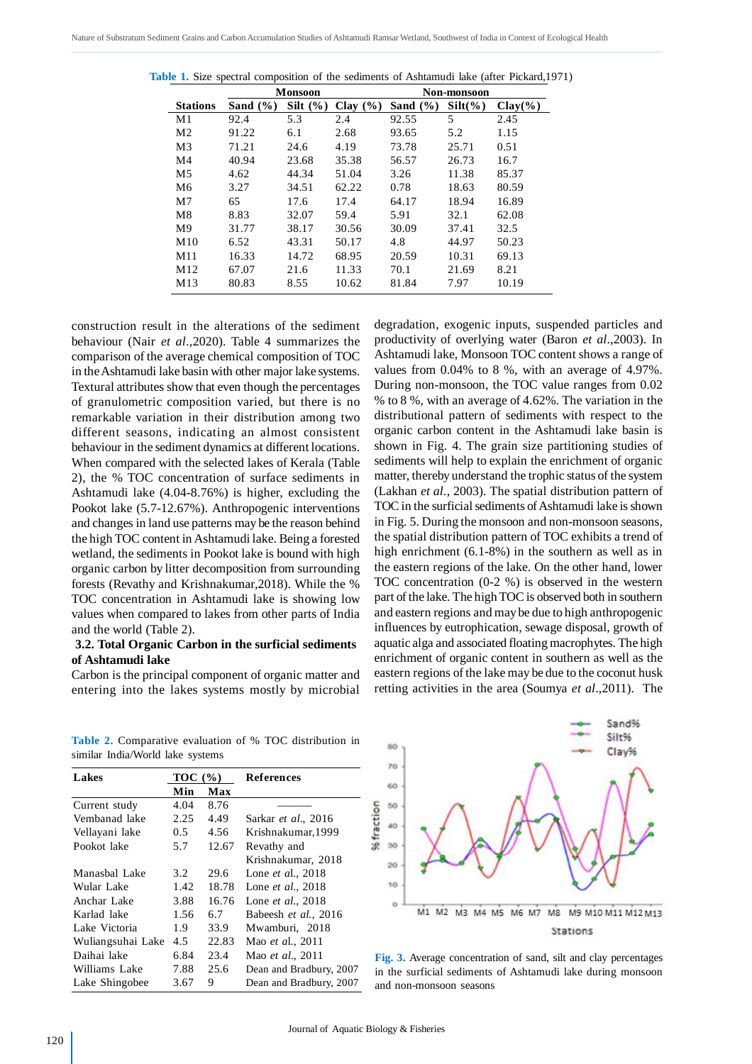**Table 1.** Size spectral composition of the sediments of Ashtamudi lake (after Pickard,1971)

| Stations | Monsoon | | | Non-monsoon | | |
|---|---|---|---|---|---|---|
| | Sand (%) | Silt (%) | Clay (%) | Sand (%) | Silt(%) | Clay(%) |
| M1 | 92.4 | 5.3 | 2.4 | 92.55 | 5 | 2.45 |
| M2 | 91.22 | 6.1 | 2.68 | 93.65 | 5.2 | 1.15 |
| M3 | 71.21 | 24.6 | 4.19 | 73.78 | 25.71 | 0.51 |
| M4 | 40.94 | 23.68 | 35.38 | 56.57 | 26.73 | 16.7 |
| M5 | 4.62 | 44.34 | 51.04 | 3.26 | 11.38 | 85.37 |
| M6 | 3.27 | 34.51 | 62.22 | 0.78 | 18.63 | 80.59 |
| M7 | 65 | 17.6 | 17.4 | 64.17 | 18.94 | 16.89 |
| M8 | 8.83 | 32.07 | 59.4 | 5.91 | 32.1 | 62.08 |
| M9 | 31.77 | 38.17 | 30.56 | 30.09 | 37.41 | 32.5 |
| M10 | 6.52 | 43.31 | 50.17 | 4.8 | 44.97 | 50.23 |
| M11 | 16.33 | 14.72 | 68.95 | 20.59 | 10.31 | 69.13 |
| M12 | 67.07 | 21.6 | 11.33 | 70.1 | 21.69 | 8.21 |
| M13 | 80.83 | 8.55 | 10.62 | 81.84 | 7.97 | 10.19 |

construction result in the alterations of the sediment behaviour (Nair *et al*.,2020). Table 4 summarizes the comparison of the average chemical composition of TOC in the Ashtamudi lake basin with other major lake systems. Textural attributes show that even though the percentages of granulometric composition varied, but there is no remarkable variation in their distribution among two different seasons, indicating an almost consistent behaviour in the sediment dynamics at different locations. When compared with the selected lakes of Kerala (Table 2), the % TOC concentration of surface sediments in Ashtamudi lake (4.04-8.76%) is higher, excluding the Pookot lake (5.7-12.67%). Anthropogenic interventions and changes in land use patterns may be the reason behind the high TOC content in Ashtamudi lake. Being a forested wetland, the sediments in Pookot lake is bound with high organic carbon by litter decomposition from surrounding forests (Revathy and Krishnakumar,2018). While the % TOC concentration in Ashtamudi lake is showing low values when compared to lakes from other parts of India and the world (Table 2).

### 3.2. Total Organic Carbon in the surficial sediments of Ashtamudi lake

Carbon is the principal component of organic matter and entering into the lakes systems mostly by microbial degradation, exogenic inputs, suspended particles and productivity of overlying water (Baron *et al*.,2003). In Ashtamudi lake, Monsoon TOC content shows a range of values from 0.04% to 8 %, with an average of 4.97%. During non-monsoon, the TOC value ranges from 0.02 % to 8 %, with an average of 4.62%. The variation in the distributional pattern of sediments with respect to the organic carbon content in the Ashtamudi lake basin is shown in Fig. 4. The grain size partitioning studies of sediments will help to explain the enrichment of organic matter, thereby understand the trophic status of the system (Lakhan *et al.*, 2003). The spatial distribution pattern of TOC in the surficial sediments of Ashtamudi lake is shown in Fig. 5. During the monsoon and non-monsoon seasons, the spatial distribution pattern of TOC exhibits a trend of high enrichment (6.1-8%) in the southern as well as in the eastern regions of the lake. On the other hand, lower TOC concentration (0-2 %) is observed in the western part of the lake. The high TOC is observed both in southern and eastern regions and may be due to high anthropogenic influences by eutrophication, sewage disposal, growth of aquatic alga and associated floating macrophytes. The high enrichment of organic content in southern as well as the eastern regions of the lake may be due to the coconut husk retting activities in the area (Soumya *et al*.,2011). The

**Table 2.** Comparative evaluation of % TOC distribution in similar India/World lake systems

| Lakes | TOC (%) | | References |
|---|---|---|---|
| | Min | Max | |
| Current study | 4.04 | 8.76 | ——— |
| Vembanad lake | 2.25 | 4.49 | Sarkar *et al.*, 2016 |
| Vellayani lake | 0.5 | 4.56 | Krishnakumar,1999 |
| Pookot lake | 5.7 | 12.67 | Revathy and Krishnakumar, 2018 |
| Manasbal Lake | 3.2 | 29.6 | Lone *et a*l., 2018 |
| Wular Lake | 1.42 | 18.78 | Lone *et al*., 2018 |
| Anchar Lake | 3.88 | 16.76 | Lone *et al*., 2018 |
| Karlad lake | 1.56 | 6.7 | Babeesh *et al.,* 2016 |
| Lake Victoria | 1.9 | 33.9 | Mwamburi, 2018 |
| Wuliangsuhai Lake | 4.5 | 22.83 | Mao *et al.,* 2011 |
| Daihai lake | 6.84 | 23.4 | Mao *et al.,* 2011 |
| Williams Lake | 7.88 | 25.6 | Dean and Bradbury, 2007 |
| Lake Shingobee | 3.67 | 9 | Dean and Bradbury, 2007 |

**Fig. 3.** Average concentration of sand, silt and clay percentages in the surficial sediments of Ashtamudi lake during monsoon and non-monsoon seasons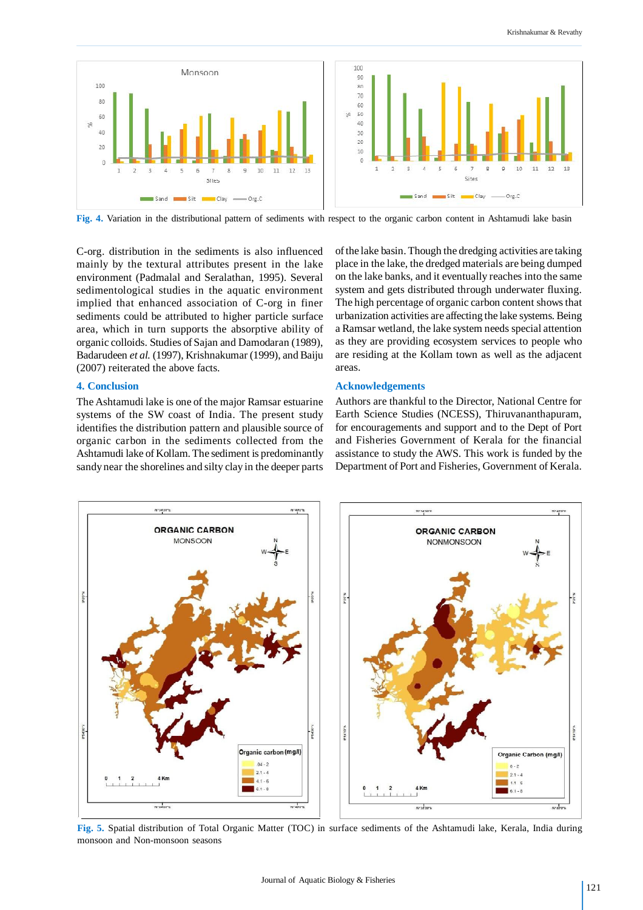Fig. 4. Variation in the distributional pattern of sediments with respect to the organic carbon content in Ashtamudi lake basin

C-org. distribution in the sediments is also influenced mainly by the textural attributes present in the lake environment (Padmalal and Seralathan, 1995). Several sedimentological studies in the aquatic environment implied that enhanced association of C-org in finer sediments could be attributed to higher particle surface area, which in turn supports the absorptive ability of organic colloids. Studies of Sajan and Damodaran (1989), Badarudeen *et al.* (1997), Krishnakumar (1999), and Baiju (2007) reiterated the above facts.

## 4. Conclusion

The Ashtamudi lake is one of the major Ramsar estuarine systems of the SW coast of India. The present study identifies the distribution pattern and plausible source of organic carbon in the sediments collected from the Ashtamudi lake of Kollam. The sediment is predominantly sandy near the shorelines and silty clay in the deeper parts of the lake basin. Though the dredging activities are taking place in the lake, the dredged materials are being dumped on the lake banks, and it eventually reaches into the same system and gets distributed through underwater fluxing. The high percentage of organic carbon content shows that urbanization activities are affecting the lake systems. Being a Ramsar wetland, the lake system needs special attention as they are providing ecosystem services to people who are residing at the Kollam town as well as the adjacent areas.

## Acknowledgements

Authors are thankful to the Director, National Centre for Earth Science Studies (NCESS), Thiruvananthapuram, for encouragements and support and to the Dept of Port and Fisheries Government of Kerala for the financial assistance to study the AWS. This work is funded by the Department of Port and Fisheries, Government of Kerala.

Fig. 5. Spatial distribution of Total Organic Matter (TOC) in surface sediments of the Ashtamudi lake, Kerala, India during monsoon and Non-monsoon seasons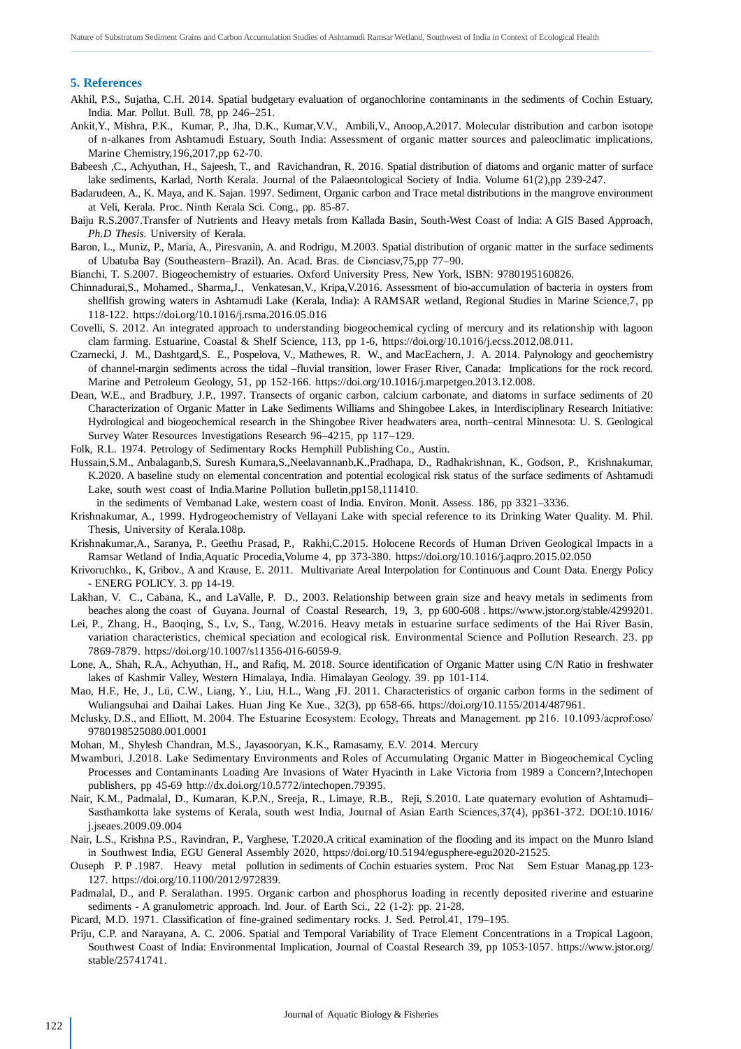## 5. References

Akhil, P.S., Sujatha, C.H. 2014. Spatial budgetary evaluation of organochlorine contaminants in the sediments of Cochin Estuary, India. Mar. Pollut. Bull. 78, pp 246–251.

Ankit,Y., Mishra, P.K., Kumar, P., Jha, D.K., Kumar,V.V., Ambili,V., Anoop,A.2017. Molecular distribution and carbon isotope of n-alkanes from Ashtamudi Estuary, South India: Assessment of organic matter sources and paleoclimatic implications, Marine Chemistry,196,2017,pp 62-70.

Babeesh ,C., Achyuthan, H., Sajeesh, T., and Ravichandran, R. 2016. Spatial distribution of diatoms and organic matter of surface lake sediments, Karlad, North Kerala. Journal of the Palaeontological Society of India. Volume 61(2),pp 239-247.

Badarudeen, A., K. Maya, and K. Sajan. 1997. Sediment, Organic carbon and Trace metal distributions in the mangrove environment at Veli, Kerala. Proc. Ninth Kerala Sci. Cong., pp. 85-87.

Baiju R.S.2007.Transfer of Nutrients and Heavy metals from Kallada Basin, South-West Coast of India: A GIS Based Approach, *Ph.D Thesis*. University of Kerala.

Baron, L., Muniz, P., Maria, A., Piresvanin, A. and Rodrigu, M.2003. Spatial distribution of organic matter in the surface sediments of Ubatuba Bay (Southeastern–Brazil). An. Acad. Bras. de Ci»nciasv,75,pp 77–90.

Bianchi, T. S.2007. Biogeochemistry of estuaries. Oxford University Press, New York, ISBN: 9780195160826.

Chinnadurai,S., Mohamed., Sharma,J., Venkatesan,V., Kripa,V.2016. Assessment of bio-accumulation of bacteria in oysters from shellfish growing waters in Ashtamudi Lake (Kerala, India): A RAMSAR wetland, Regional Studies in Marine Science,7, pp 118-122. https://doi.org/10.1016/j.rsma.2016.05.016

Covelli, S. 2012. An integrated approach to understanding biogeochemical cycling of mercury and its relationship with lagoon clam farming. Estuarine, Coastal & Shelf Science, 113, pp 1-6, https://doi.org/10.1016/j.ecss.2012.08.011.

Czarnecki, J. M., Dashtgard,S. E., Pospelova, V., Mathewes, R. W., and MacEachern, J. A. 2014. Palynology and geochemistry of channel-margin sediments across the tidal –fluvial transition, lower Fraser River, Canada: Implications for the rock record. Marine and Petroleum Geology, 51, pp 152-166. https://doi.org/10.1016/j.marpetgeo.2013.12.008.

Dean, W.E., and Bradbury, J.P., 1997. Transects of organic carbon, calcium carbonate, and diatoms in surface sediments of 20 Characterization of Organic Matter in Lake Sediments Williams and Shingobee Lakes, in Interdisciplinary Research Initiative: Hydrological and biogeochemical research in the Shingobee River headwaters area, north–central Minnesota: U. S. Geological Survey Water Resources Investigations Research 96–4215, pp 117–129.

Folk, R.L. 1974. Petrology of Sedimentary Rocks Hemphill Publishing Co., Austin.

Hussain,S.M., Anbalaganb,S. Suresh Kumara,S.,Neelavannanb,K.,Pradhapa, D., Radhakrishnan, K., Godson, P., Krishnakumar, K.2020. A baseline study on elemental concentration and potential ecological risk status of the surface sediments of Ashtamudi Lake, south west coast of India.Marine Pollution bulletin,pp158,111410.

in the sediments of Vembanad Lake, western coast of India. Environ. Monit. Assess. 186, pp 3321–3336.

Krishnakumar, A., 1999. Hydrogeochemistry of Vellayani Lake with special reference to its Drinking Water Quality. M. Phil. Thesis, University of Kerala.108p.

Krishnakumar,A., Saranya, P., Geethu Prasad, P., Rakhi,C.2015. Holocene Records of Human Driven Geological Impacts in a Ramsar Wetland of India,Aquatic Procedia,Volume 4, pp 373-380. https://doi.org/10.1016/j.aqpro.2015.02.050

Krivoruchko., K, Gribov., A and Krause, E. 2011. Multivariate Areal Interpolation for Continuous and Count Data. Energy Policy - ENERG POLICY. 3. pp 14-19.

Lakhan, V. C., Cabana, K., and LaValle, P. D., 2003. Relationship between grain size and heavy metals in sediments from beaches along the coast of Guyana. Journal of Coastal Research, 19, 3, pp 600-608 . https://www.jstor.org/stable/4299201.

Lei, P., Zhang, H., Baoqing, S., Lv, S., Tang, W.2016. Heavy metals in estuarine surface sediments of the Hai River Basin, variation characteristics, chemical speciation and ecological risk. Environmental Science and Pollution Research. 23. pp 7869-7879. https://doi.org/10.1007/s11356-016-6059-9.

Lone, A., Shah, R.A., Achyuthan, H., and Rafiq, M. 2018. Source identification of Organic Matter using C/N Ratio in freshwater lakes of Kashmir Valley, Western Himalaya, India. Himalayan Geology. 39. pp 101-114.

Mao, H.F., He, J., Lü, C.W., Liang, Y., Liu, H.L., Wang ,FJ. 2011. Characteristics of organic carbon forms in the sediment of Wuliangsuhai and Daihai Lakes. Huan Jing Ke Xue., 32(3), pp 658-66. https://doi.org/10.1155/2014/487961.

Mclusky, D.S., and Elliott, M. 2004. The Estuarine Ecosystem: Ecology, Threats and Management. pp 216. 10.1093/acprof:oso/9780198525080.001.0001

Mohan, M., Shylesh Chandran, M.S., Jayasooryan, K.K., Ramasamy, E.V. 2014. Mercury

Mwamburi, J.2018. Lake Sedimentary Environments and Roles of Accumulating Organic Matter in Biogeochemical Cycling Processes and Contaminants Loading Are Invasions of Water Hyacinth in Lake Victoria from 1989 a Concern?,Intechopen publishers, pp 45-69 http://dx.doi.org/10.5772/intechopen.79395.

Nair, K.M., Padmalal, D., Kumaran, K.P.N., Sreeja, R., Limaye, R.B., Reji, S.2010. Late quaternary evolution of Ashtamudi–Sasthamkotta lake systems of Kerala, south west India, Journal of Asian Earth Sciences,37(4), pp361-372. DOI:10.1016/j.jseaes.2009.09.004

Nair, L.S., Krishna P.S., Ravindran, P., Varghese, T.2020.A critical examination of the flooding and its impact on the Munro Island in Southwest India, EGU General Assembly 2020, https://doi.org/10.5194/egusphere-egu2020-21525.

Ouseph P. P .1987. Heavy metal pollution in sediments of Cochin estuaries system. Proc Nat Sem Estuar Manag.pp 123-127. https://doi.org/10.1100/2012/972839.

Padmalal, D., and P. Seralathan. 1995. Organic carbon and phosphorus loading in recently deposited riverine and estuarine sediments - A granulometric approach. Ind. Jour. of Earth Sci., 22 (1-2): pp. 21-28.

Picard, M.D. 1971. Classification of fine-grained sedimentary rocks. J. Sed. Petrol.41, 179–195.

Priju, C.P. and Narayana, A. C. 2006. Spatial and Temporal Variability of Trace Element Concentrations in a Tropical Lagoon, Southwest Coast of India: Environmental Implication, Journal of Coastal Research 39, pp 1053-1057. https://www.jstor.org/stable/25741741.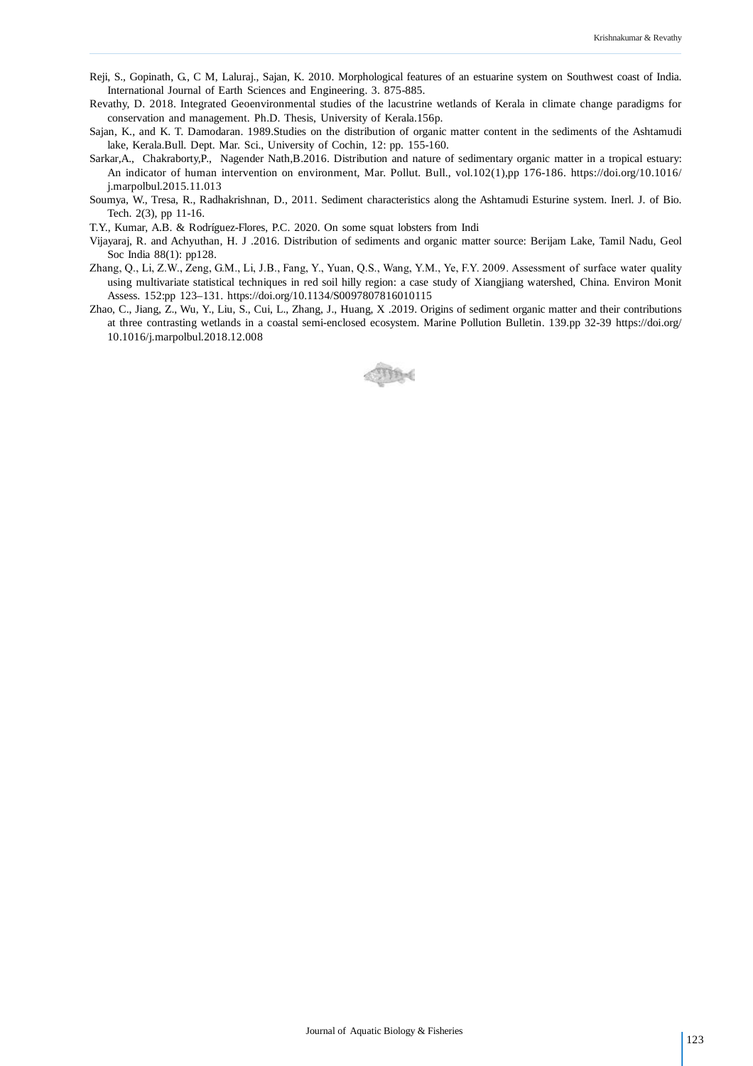Reji, S., Gopinath, G., C M, Laluraj., Sajan, K. 2010. Morphological features of an estuarine system on Southwest coast of India. International Journal of Earth Sciences and Engineering. 3. 875-885.

Revathy, D. 2018. Integrated Geoenvironmental studies of the lacustrine wetlands of Kerala in climate change paradigms for conservation and management. Ph.D. Thesis, University of Kerala.156p.

Sajan, K., and K. T. Damodaran. 1989.Studies on the distribution of organic matter content in the sediments of the Ashtamudi lake, Kerala.Bull. Dept. Mar. Sci., University of Cochin, 12: pp. 155-160.

Sarkar,A., Chakraborty,P., Nagender Nath,B.2016. Distribution and nature of sedimentary organic matter in a tropical estuary: An indicator of human intervention on environment, Mar. Pollut. Bull., vol.102(1),pp 176-186. https://doi.org/10.1016/j.marpolbul.2015.11.013

Soumya, W., Tresa, R., Radhakrishnan, D., 2011. Sediment characteristics along the Ashtamudi Esturine system. Inerl. J. of Bio. Tech. 2(3), pp 11-16.

T.Y., Kumar, A.B. & Rodríguez-Flores, P.C. 2020. On some squat lobsters from Indi

Vijayaraj, R. and Achyuthan, H. J .2016. Distribution of sediments and organic matter source: Berijam Lake, Tamil Nadu, Geol Soc India 88(1): pp128.

Zhang, Q., Li, Z.W., Zeng, G.M., Li, J.B., Fang, Y., Yuan, Q.S., Wang, Y.M., Ye, F.Y. 2009. Assessment of surface water quality using multivariate statistical techniques in red soil hilly region: a case study of Xiangjiang watershed, China. Environ Monit Assess. 152:pp 123–131. https://doi.org/10.1134/S0097807816010115

Zhao, C., Jiang, Z., Wu, Y., Liu, S., Cui, L., Zhang, J., Huang, X .2019. Origins of sediment organic matter and their contributions at three contrasting wetlands in a coastal semi-enclosed ecosystem. Marine Pollution Bulletin. 139.pp 32-39 https://doi.org/10.1016/j.marpolbul.2018.12.008